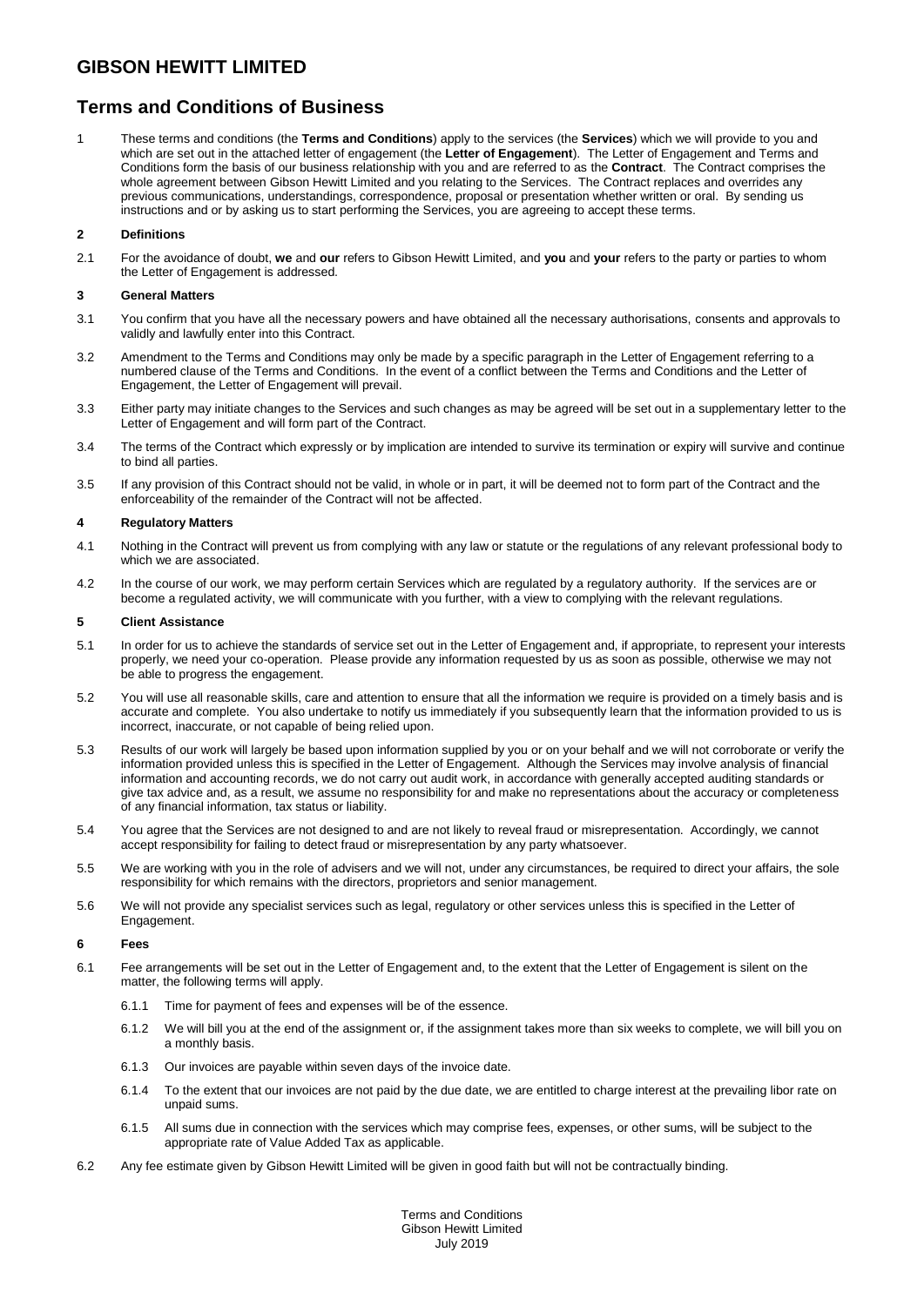# GIBSON HEWITT LIMITED

## Terms and Conditions of Business

1 These terms and conditions (the **Terms and Conditions**) apply to the services (the **Services**) which we will provide to you and which are set out in the attached letter of engagement (the **Letter of Engagement**). The Letter of Engagement and Terms and Conditions form the basis of our business relationship with you and are referred to as the **Contract**. The Contract comprises the whole agreement between Gibson Hewitt Limited and you relating to the Services. The Contract replaces and overrides any previous communications, understandings, correspondence, proposal or presentation whether written or oral. By sending us instructions and or by asking us to start performing the Services, you are agreeing to accept these terms.

### 2 Definitions

2.1 For the avoidance of doubt, **we** and **our** refers to Gibson Hewitt Limited, and **you** and **your** refers to the party or parties to whom the Letter of Engagement is addressed.

### 3 General Matters

3.1 You confirm that you have all the necessary powers and have obtained all the necessary authorisations, consents and approvals to validly and lawfully enter into this Contract.

3.2 Amendment to the Terms and Conditions may only be made by a specific paragraph in the Letter of Engagement referring to a numbered clause of the Terms and Conditions. In the event of a conflict between the Terms and Conditions and the Letter of Engagement, the Letter of Engagement will prevail.

3.3 Either party may initiate changes to the Services and such changes as may be agreed will be set out in a supplementary letter to the Letter of Engagement and will form part of the Contract.

3.4 The terms of the Contract which expressly or by implication are intended to survive its termination or expiry will survive and continue to bind all parties.

3.5 If any provision of this Contract should not be valid, in whole or in part, it will be deemed not to form part of the Contract and the enforceability of the remainder of the Contract will not be affected.

### 4 Regulatory Matters

4.1 Nothing in the Contract will prevent us from complying with any law or statute or the regulations of any relevant professional body to which we are associated.

4.2 In the course of our work, we may perform certain Services which are regulated by a regulatory authority. If the services are or become a regulated activity, we will communicate with you further, with a view to complying with the relevant regulations.

### 5 Client Assistance

5.1 In order for us to achieve the standards of service set out in the Letter of Engagement and, if appropriate, to represent your interests properly, we need your co-operation. Please provide any information requested by us as soon as possible, otherwise we may not be able to progress the engagement.

5.2 You will use all reasonable skills, care and attention to ensure that all the information we require is provided on a timely basis and is accurate and complete. You also undertake to notify us immediately if you subsequently learn that the information provided to us is incorrect, inaccurate, or not capable of being relied upon.

5.3 Results of our work will largely be based upon information supplied by you or on your behalf and we will not corroborate or verify the information provided unless this is specified in the Letter of Engagement. Although the Services may involve analysis of financial information and accounting records, we do not carry out audit work, in accordance with generally accepted auditing standards or give tax advice and, as a result, we assume no responsibility for and make no representations about the accuracy or completeness of any financial information, tax status or liability.

5.4 You agree that the Services are not designed to and are not likely to reveal fraud or misrepresentation. Accordingly, we cannot accept responsibility for failing to detect fraud or misrepresentation by any party whatsoever.

5.5 We are working with you in the role of advisers and we will not, under any circumstances, be required to direct your affairs, the sole responsibility for which remains with the directors, proprietors and senior management.

5.6 We will not provide any specialist services such as legal, regulatory or other services unless this is specified in the Letter of Engagement.

### 6 Fees

6.1 Fee arrangements will be set out in the Letter of Engagement and, to the extent that the Letter of Engagement is silent on the matter, the following terms will apply.

6.1.1 Time for payment of fees and expenses will be of the essence.

6.1.2 We will bill you at the end of the assignment or, if the assignment takes more than six weeks to complete, we will bill you on a monthly basis.

6.1.3 Our invoices are payable within seven days of the invoice date.

6.1.4 To the extent that our invoices are not paid by the due date, we are entitled to charge interest at the prevailing libor rate on unpaid sums.

6.1.5 All sums due in connection with the services which may comprise fees, expenses, or other sums, will be subject to the appropriate rate of Value Added Tax as applicable.

6.2 Any fee estimate given by Gibson Hewitt Limited will be given in good faith but will not be contractually binding.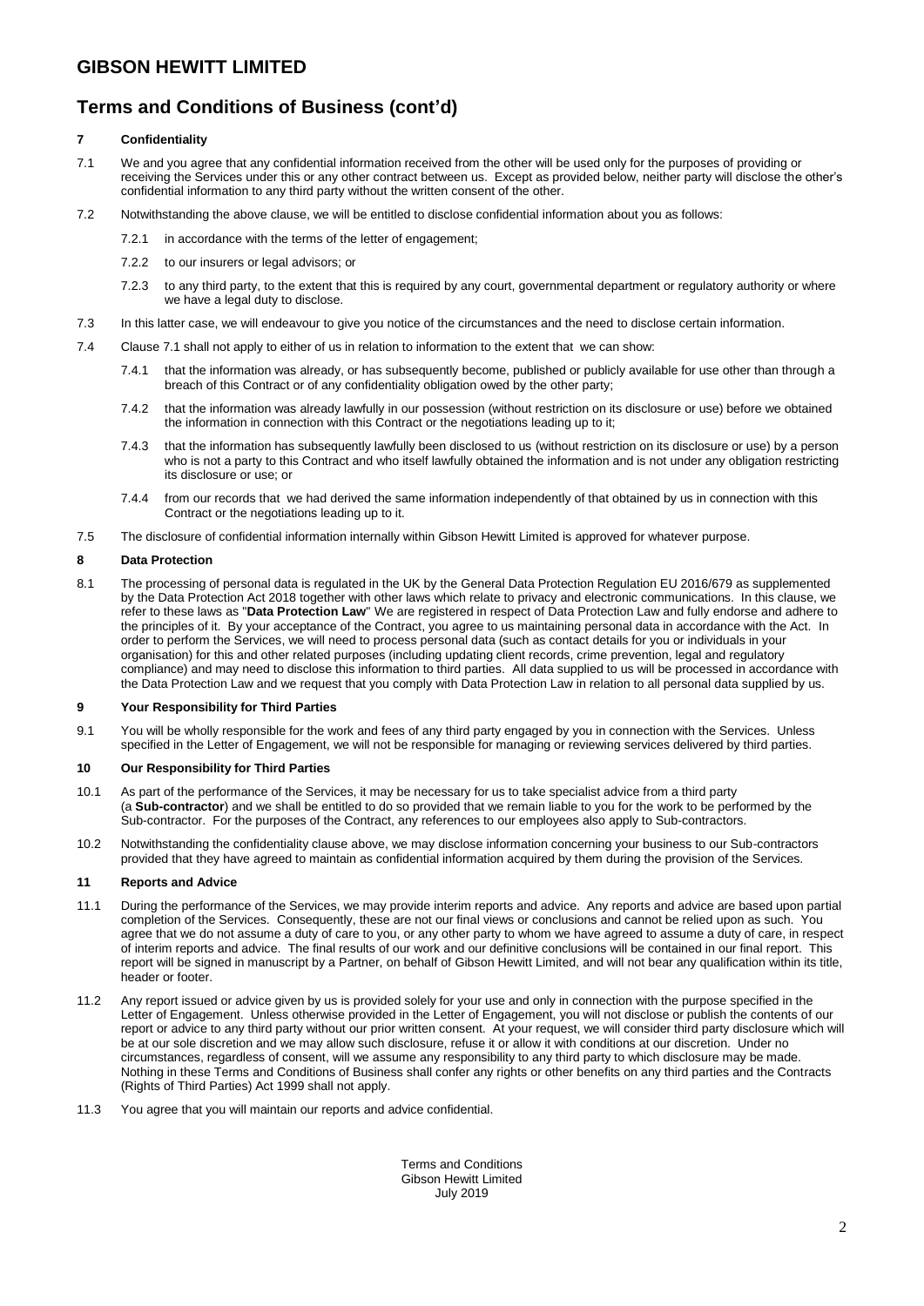# GIBSON HEWITT LIMITED

## Terms and Conditions of Business (cont'd)

### 7 Confidentiality

7.1 We and you agree that any confidential information received from the other will be used only for the purposes of providing or receiving the Services under this or any other contract between us. Except as provided below, neither party will disclose the other's confidential information to any third party without the written consent of the other.

7.2 Notwithstanding the above clause, we will be entitled to disclose confidential information about you as follows:

7.2.1 in accordance with the terms of the letter of engagement;

7.2.2 to our insurers or legal advisors; or

7.2.3 to any third party, to the extent that this is required by any court, governmental department or regulatory authority or where we have a legal duty to disclose.

7.3 In this latter case, we will endeavour to give you notice of the circumstances and the need to disclose certain information.

7.4 Clause 7.1 shall not apply to either of us in relation to information to the extent that we can show:

7.4.1 that the information was already, or has subsequently become, published or publicly available for use other than through a breach of this Contract or of any confidentiality obligation owed by the other party;

7.4.2 that the information was already lawfully in our possession (without restriction on its disclosure or use) before we obtained the information in connection with this Contract or the negotiations leading up to it;

7.4.3 that the information has subsequently lawfully been disclosed to us (without restriction on its disclosure or use) by a person who is not a party to this Contract and who itself lawfully obtained the information and is not under any obligation restricting its disclosure or use; or

7.4.4 from our records that we had derived the same information independently of that obtained by us in connection with this Contract or the negotiations leading up to it.

7.5 The disclosure of confidential information internally within Gibson Hewitt Limited is approved for whatever purpose.

### 8 Data Protection

8.1 The processing of personal data is regulated in the UK by the General Data Protection Regulation EU 2016/679 as supplemented by the Data Protection Act 2018 together with other laws which relate to privacy and electronic communications. In this clause, we refer to these laws as "**Data Protection Law**" We are registered in respect of Data Protection Law and fully endorse and adhere to the principles of it. By your acceptance of the Contract, you agree to us maintaining personal data in accordance with the Act. In order to perform the Services, we will need to process personal data (such as contact details for you or individuals in your organisation) for this and other related purposes (including updating client records, crime prevention, legal and regulatory compliance) and may need to disclose this information to third parties. All data supplied to us will be processed in accordance with the Data Protection Law and we request that you comply with Data Protection Law in relation to all personal data supplied by us.

### 9 Your Responsibility for Third Parties

9.1 You will be wholly responsible for the work and fees of any third party engaged by you in connection with the Services. Unless specified in the Letter of Engagement, we will not be responsible for managing or reviewing services delivered by third parties.

### 10 Our Responsibility for Third Parties

10.1 As part of the performance of the Services, it may be necessary for us to take specialist advice from a third party (a **Sub-contractor**) and we shall be entitled to do so provided that we remain liable to you for the work to be performed by the Sub-contractor. For the purposes of the Contract, any references to our employees also apply to Sub-contractors.

10.2 Notwithstanding the confidentiality clause above, we may disclose information concerning your business to our Sub-contractors provided that they have agreed to maintain as confidential information acquired by them during the provision of the Services.

### 11 Reports and Advice

11.1 During the performance of the Services, we may provide interim reports and advice. Any reports and advice are based upon partial completion of the Services. Consequently, these are not our final views or conclusions and cannot be relied upon as such. You agree that we do not assume a duty of care to you, or any other party to whom we have agreed to assume a duty of care, in respect of interim reports and advice. The final results of our work and our definitive conclusions will be contained in our final report. This report will be signed in manuscript by a Partner, on behalf of Gibson Hewitt Limited, and will not bear any qualification within its title, header or footer.

11.2 Any report issued or advice given by us is provided solely for your use and only in connection with the purpose specified in the Letter of Engagement. Unless otherwise provided in the Letter of Engagement, you will not disclose or publish the contents of our report or advice to any third party without our prior written consent. At your request, we will consider third party disclosure which will be at our sole discretion and we may allow such disclosure, refuse it or allow it with conditions at our discretion. Under no circumstances, regardless of consent, will we assume any responsibility to any third party to which disclosure may be made. Nothing in these Terms and Conditions of Business shall confer any rights or other benefits on any third parties and the Contracts (Rights of Third Parties) Act 1999 shall not apply.

11.3 You agree that you will maintain our reports and advice confidential.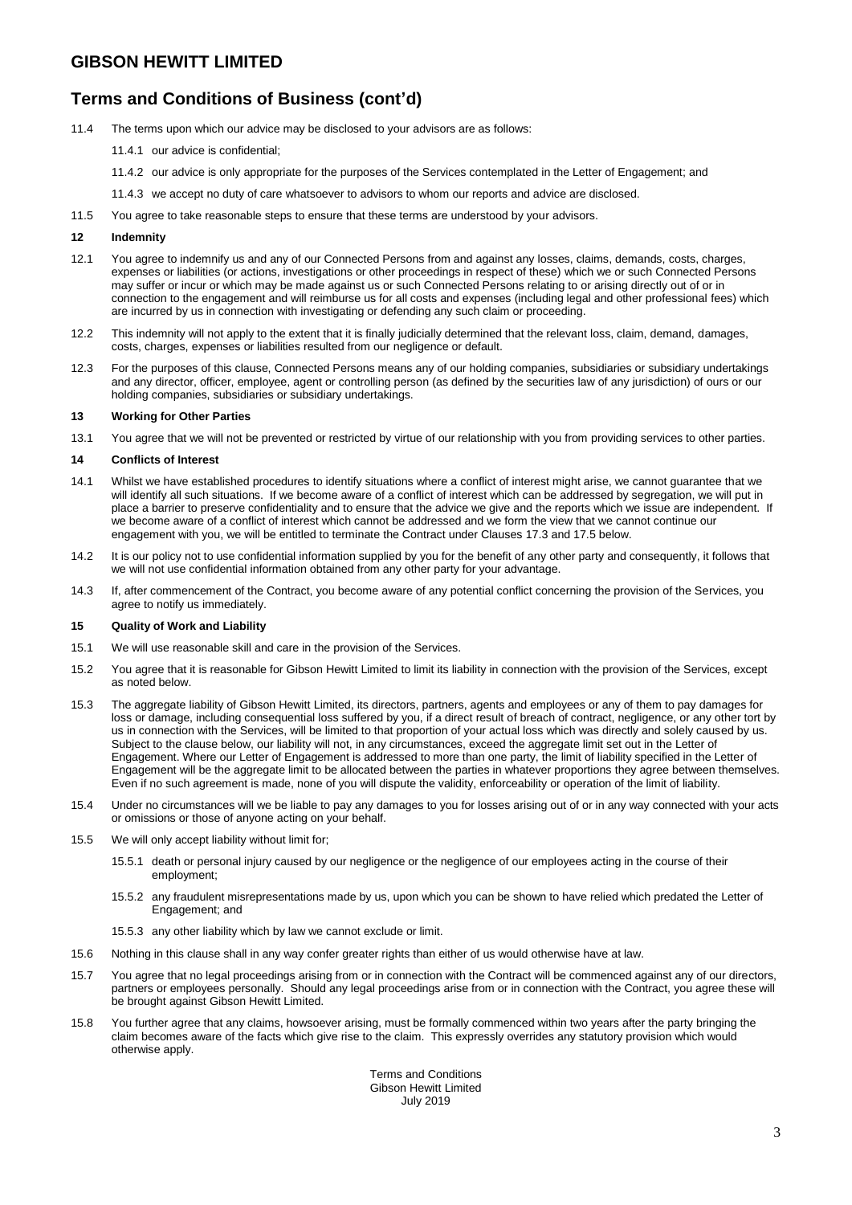# GIBSON HEWITT LIMITED

## Terms and Conditions of Business (cont'd)

11.4 The terms upon which our advice may be disclosed to your advisors are as follows:

11.4.1 our advice is confidential;

11.4.2 our advice is only appropriate for the purposes of the Services contemplated in the Letter of Engagement; and

11.4.3 we accept no duty of care whatsoever to advisors to whom our reports and advice are disclosed.

11.5 You agree to take reasonable steps to ensure that these terms are understood by your advisors.

### 12 Indemnity

12.1 You agree to indemnify us and any of our Connected Persons from and against any losses, claims, demands, costs, charges, expenses or liabilities (or actions, investigations or other proceedings in respect of these) which we or such Connected Persons may suffer or incur or which may be made against us or such Connected Persons relating to or arising directly out of or in connection to the engagement and will reimburse us for all costs and expenses (including legal and other professional fees) which are incurred by us in connection with investigating or defending any such claim or proceeding.

12.2 This indemnity will not apply to the extent that it is finally judicially determined that the relevant loss, claim, demand, damages, costs, charges, expenses or liabilities resulted from our negligence or default.

12.3 For the purposes of this clause, Connected Persons means any of our holding companies, subsidiaries or subsidiary undertakings and any director, officer, employee, agent or controlling person (as defined by the securities law of any jurisdiction) of ours or our holding companies, subsidiaries or subsidiary undertakings.

### 13 Working for Other Parties

13.1 You agree that we will not be prevented or restricted by virtue of our relationship with you from providing services to other parties.

### 14 Conflicts of Interest

14.1 Whilst we have established procedures to identify situations where a conflict of interest might arise, we cannot guarantee that we will identify all such situations. If we become aware of a conflict of interest which can be addressed by segregation, we will put in place a barrier to preserve confidentiality and to ensure that the advice we give and the reports which we issue are independent. If we become aware of a conflict of interest which cannot be addressed and we form the view that we cannot continue our engagement with you, we will be entitled to terminate the Contract under Clauses 17.3 and 17.5 below.

14.2 It is our policy not to use confidential information supplied by you for the benefit of any other party and consequently, it follows that we will not use confidential information obtained from any other party for your advantage.

14.3 If, after commencement of the Contract, you become aware of any potential conflict concerning the provision of the Services, you agree to notify us immediately.

### 15 Quality of Work and Liability

15.1 We will use reasonable skill and care in the provision of the Services.

15.2 You agree that it is reasonable for Gibson Hewitt Limited to limit its liability in connection with the provision of the Services, except as noted below.

15.3 The aggregate liability of Gibson Hewitt Limited, its directors, partners, agents and employees or any of them to pay damages for loss or damage, including consequential loss suffered by you, if a direct result of breach of contract, negligence, or any other tort by us in connection with the Services, will be limited to that proportion of your actual loss which was directly and solely caused by us. Subject to the clause below, our liability will not, in any circumstances, exceed the aggregate limit set out in the Letter of Engagement. Where our Letter of Engagement is addressed to more than one party, the limit of liability specified in the Letter of Engagement will be the aggregate limit to be allocated between the parties in whatever proportions they agree between themselves. Even if no such agreement is made, none of you will dispute the validity, enforceability or operation of the limit of liability.

15.4 Under no circumstances will we be liable to pay any damages to you for losses arising out of or in any way connected with your acts or omissions or those of anyone acting on your behalf.

15.5 We will only accept liability without limit for;

15.5.1 death or personal injury caused by our negligence or the negligence of our employees acting in the course of their employment;

15.5.2 any fraudulent misrepresentations made by us, upon which you can be shown to have relied which predated the Letter of Engagement; and

15.5.3 any other liability which by law we cannot exclude or limit.

15.6 Nothing in this clause shall in any way confer greater rights than either of us would otherwise have at law.

15.7 You agree that no legal proceedings arising from or in connection with the Contract will be commenced against any of our directors, partners or employees personally. Should any legal proceedings arise from or in connection with the Contract, you agree these will be brought against Gibson Hewitt Limited.

15.8 You further agree that any claims, howsoever arising, must be formally commenced within two years after the party bringing the claim becomes aware of the facts which give rise to the claim. This expressly overrides any statutory provision which would otherwise apply.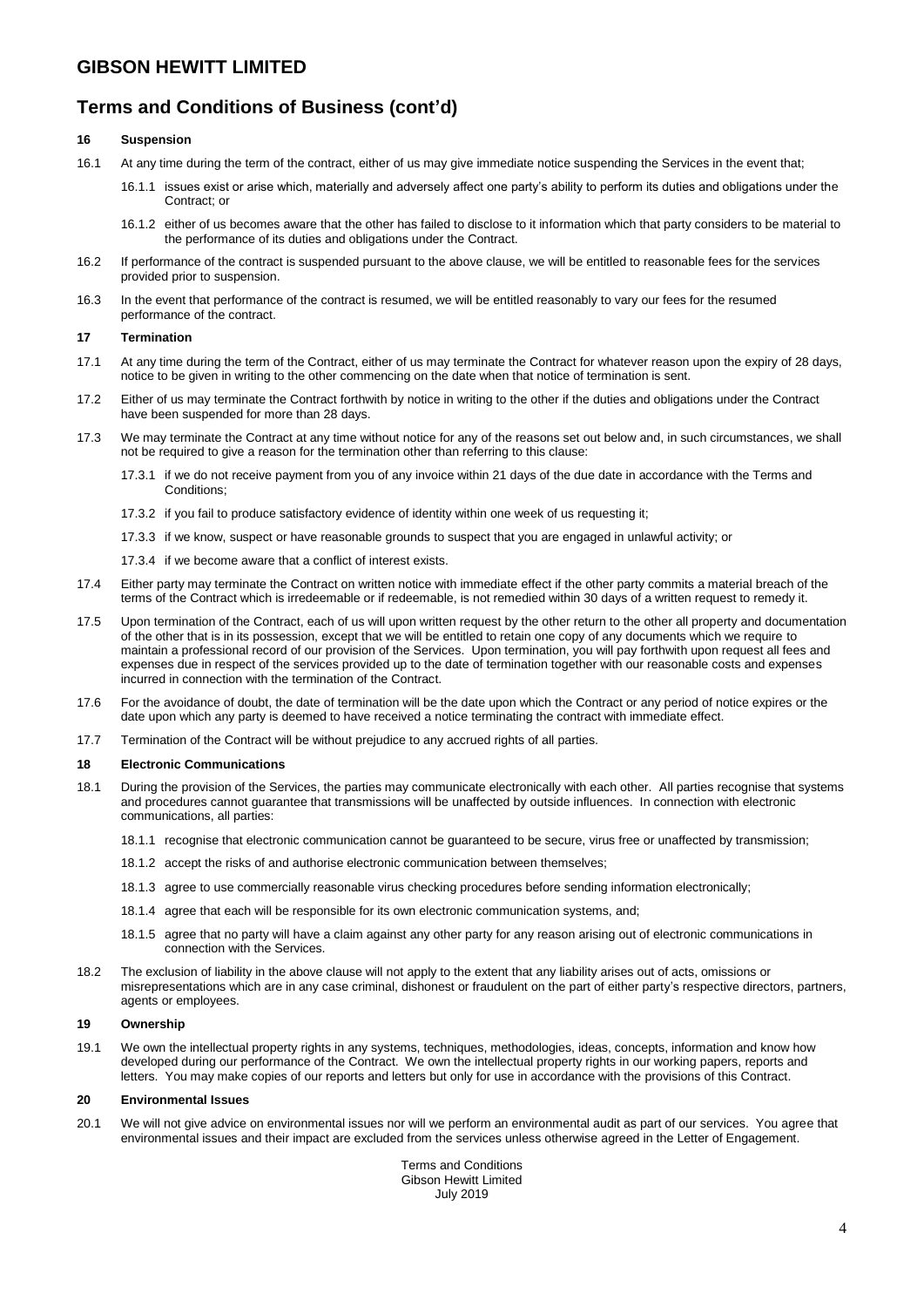# GIBSON HEWITT LIMITED

## Terms and Conditions of Business (cont'd)

### 16 Suspension

16.1 At any time during the term of the contract, either of us may give immediate notice suspending the Services in the event that;

16.1.1 issues exist or arise which, materially and adversely affect one party's ability to perform its duties and obligations under the Contract; or

16.1.2 either of us becomes aware that the other has failed to disclose to it information which that party considers to be material to the performance of its duties and obligations under the Contract.

16.2 If performance of the contract is suspended pursuant to the above clause, we will be entitled to reasonable fees for the services provided prior to suspension.

16.3 In the event that performance of the contract is resumed, we will be entitled reasonably to vary our fees for the resumed performance of the contract.

### 17 Termination

17.1 At any time during the term of the Contract, either of us may terminate the Contract for whatever reason upon the expiry of 28 days, notice to be given in writing to the other commencing on the date when that notice of termination is sent.

17.2 Either of us may terminate the Contract forthwith by notice in writing to the other if the duties and obligations under the Contract have been suspended for more than 28 days.

17.3 We may terminate the Contract at any time without notice for any of the reasons set out below and, in such circumstances, we shall not be required to give a reason for the termination other than referring to this clause:

17.3.1 if we do not receive payment from you of any invoice within 21 days of the due date in accordance with the Terms and Conditions;

17.3.2 if you fail to produce satisfactory evidence of identity within one week of us requesting it;

17.3.3 if we know, suspect or have reasonable grounds to suspect that you are engaged in unlawful activity; or

17.3.4 if we become aware that a conflict of interest exists.

17.4 Either party may terminate the Contract on written notice with immediate effect if the other party commits a material breach of the terms of the Contract which is irredeemable or if redeemable, is not remedied within 30 days of a written request to remedy it.

17.5 Upon termination of the Contract, each of us will upon written request by the other return to the other all property and documentation of the other that is in its possession, except that we will be entitled to retain one copy of any documents which we require to maintain a professional record of our provision of the Services. Upon termination, you will pay forthwith upon request all fees and expenses due in respect of the services provided up to the date of termination together with our reasonable costs and expenses incurred in connection with the termination of the Contract.

17.6 For the avoidance of doubt, the date of termination will be the date upon which the Contract or any period of notice expires or the date upon which any party is deemed to have received a notice terminating the contract with immediate effect.

17.7 Termination of the Contract will be without prejudice to any accrued rights of all parties.

### 18 Electronic Communications

18.1 During the provision of the Services, the parties may communicate electronically with each other. All parties recognise that systems and procedures cannot guarantee that transmissions will be unaffected by outside influences. In connection with electronic communications, all parties:

18.1.1 recognise that electronic communication cannot be guaranteed to be secure, virus free or unaffected by transmission;

18.1.2 accept the risks of and authorise electronic communication between themselves;

18.1.3 agree to use commercially reasonable virus checking procedures before sending information electronically;

18.1.4 agree that each will be responsible for its own electronic communication systems, and;

18.1.5 agree that no party will have a claim against any other party for any reason arising out of electronic communications in connection with the Services.

18.2 The exclusion of liability in the above clause will not apply to the extent that any liability arises out of acts, omissions or misrepresentations which are in any case criminal, dishonest or fraudulent on the part of either party's respective directors, partners, agents or employees.

### 19 Ownership

19.1 We own the intellectual property rights in any systems, techniques, methodologies, ideas, concepts, information and know how developed during our performance of the Contract. We own the intellectual property rights in our working papers, reports and letters. You may make copies of our reports and letters but only for use in accordance with the provisions of this Contract.

### 20 Environmental Issues

20.1 We will not give advice on environmental issues nor will we perform an environmental audit as part of our services. You agree that environmental issues and their impact are excluded from the services unless otherwise agreed in the Letter of Engagement.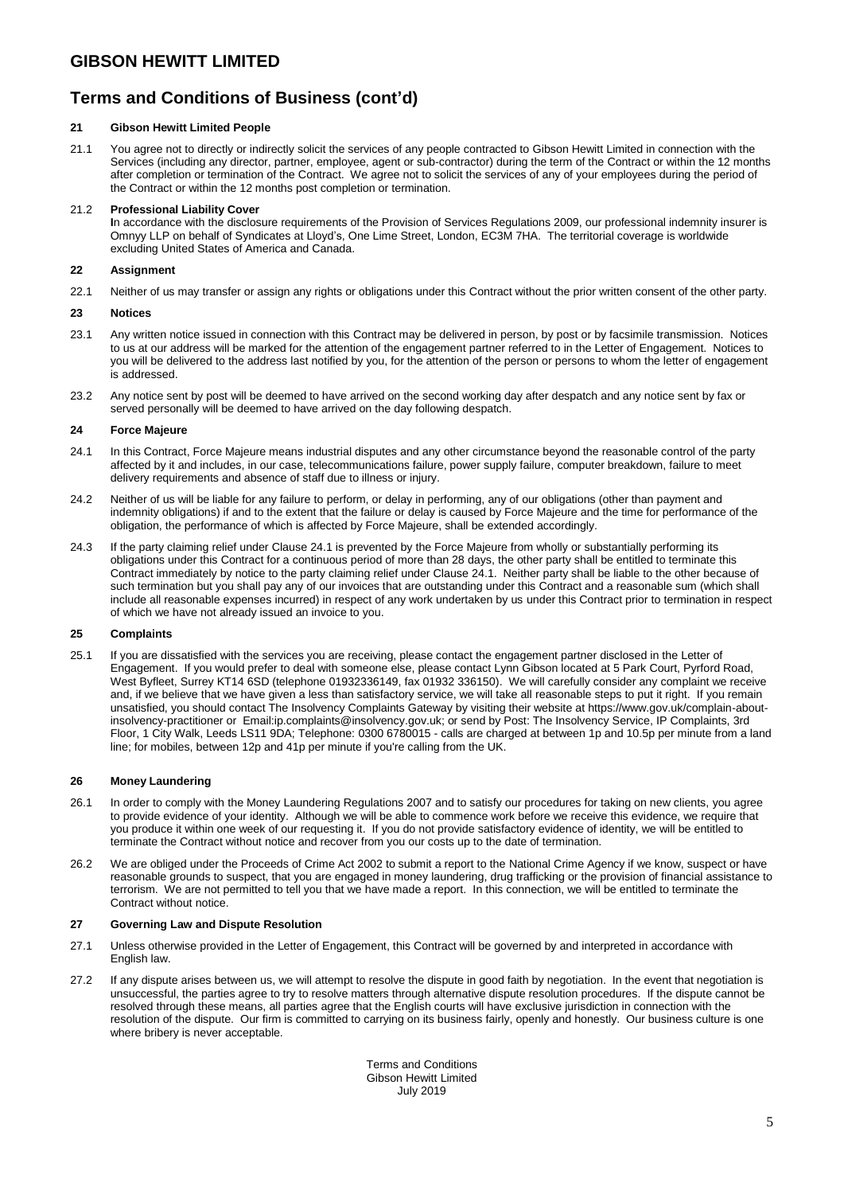# GIBSON HEWITT LIMITED

## Terms and Conditions of Business (cont'd)

### 21 Gibson Hewitt Limited People

21.1 You agree not to directly or indirectly solicit the services of any people contracted to Gibson Hewitt Limited in connection with the Services (including any director, partner, employee, agent or sub-contractor) during the term of the Contract or within the 12 months after completion or termination of the Contract. We agree not to solicit the services of any of your employees during the period of the Contract or within the 12 months post completion or termination.

21.2 **Professional Liability Cover**
**I**n accordance with the disclosure requirements of the Provision of Services Regulations 2009, our professional indemnity insurer is Omnyy LLP on behalf of Syndicates at Lloyd's, One Lime Street, London, EC3M 7HA. The territorial coverage is worldwide excluding United States of America and Canada.

### 22 Assignment

22.1 Neither of us may transfer or assign any rights or obligations under this Contract without the prior written consent of the other party.

### 23 Notices

23.1 Any written notice issued in connection with this Contract may be delivered in person, by post or by facsimile transmission. Notices to us at our address will be marked for the attention of the engagement partner referred to in the Letter of Engagement. Notices to you will be delivered to the address last notified by you, for the attention of the person or persons to whom the letter of engagement is addressed.

23.2 Any notice sent by post will be deemed to have arrived on the second working day after despatch and any notice sent by fax or served personally will be deemed to have arrived on the day following despatch.

### 24 Force Majeure

24.1 In this Contract, Force Majeure means industrial disputes and any other circumstance beyond the reasonable control of the party affected by it and includes, in our case, telecommunications failure, power supply failure, computer breakdown, failure to meet delivery requirements and absence of staff due to illness or injury.

24.2 Neither of us will be liable for any failure to perform, or delay in performing, any of our obligations (other than payment and indemnity obligations) if and to the extent that the failure or delay is caused by Force Majeure and the time for performance of the obligation, the performance of which is affected by Force Majeure, shall be extended accordingly.

24.3 If the party claiming relief under Clause 24.1 is prevented by the Force Majeure from wholly or substantially performing its obligations under this Contract for a continuous period of more than 28 days, the other party shall be entitled to terminate this Contract immediately by notice to the party claiming relief under Clause 24.1. Neither party shall be liable to the other because of such termination but you shall pay any of our invoices that are outstanding under this Contract and a reasonable sum (which shall include all reasonable expenses incurred) in respect of any work undertaken by us under this Contract prior to termination in respect of which we have not already issued an invoice to you.

### 25 Complaints

25.1 If you are dissatisfied with the services you are receiving, please contact the engagement partner disclosed in the Letter of Engagement. If you would prefer to deal with someone else, please contact Lynn Gibson located at 5 Park Court, Pyrford Road, West Byfleet, Surrey KT14 6SD (telephone 01932336149, fax 01932 336150). We will carefully consider any complaint we receive and, if we believe that we have given a less than satisfactory service, we will take all reasonable steps to put it right. If you remain unsatisfied, you should contact The Insolvency Complaints Gateway by visiting their website at https://www.gov.uk/complain-about-insolvency-practitioner or Email:ip.complaints@insolvency.gov.uk; or send by Post: The Insolvency Service, IP Complaints, 3rd Floor, 1 City Walk, Leeds LS11 9DA; Telephone: 0300 6780015 - calls are charged at between 1p and 10.5p per minute from a land line; for mobiles, between 12p and 41p per minute if you're calling from the UK.

### 26 Money Laundering

26.1 In order to comply with the Money Laundering Regulations 2007 and to satisfy our procedures for taking on new clients, you agree to provide evidence of your identity. Although we will be able to commence work before we receive this evidence, we require that you produce it within one week of our requesting it. If you do not provide satisfactory evidence of identity, we will be entitled to terminate the Contract without notice and recover from you our costs up to the date of termination.

26.2 We are obliged under the Proceeds of Crime Act 2002 to submit a report to the National Crime Agency if we know, suspect or have reasonable grounds to suspect, that you are engaged in money laundering, drug trafficking or the provision of financial assistance to terrorism. We are not permitted to tell you that we have made a report. In this connection, we will be entitled to terminate the Contract without notice.

### 27 Governing Law and Dispute Resolution

27.1 Unless otherwise provided in the Letter of Engagement, this Contract will be governed by and interpreted in accordance with English law.

27.2 If any dispute arises between us, we will attempt to resolve the dispute in good faith by negotiation. In the event that negotiation is unsuccessful, the parties agree to try to resolve matters through alternative dispute resolution procedures. If the dispute cannot be resolved through these means, all parties agree that the English courts will have exclusive jurisdiction in connection with the resolution of the dispute. Our firm is committed to carrying on its business fairly, openly and honestly. Our business culture is one where bribery is never acceptable.

Terms and Conditions
Gibson Hewitt Limited
July 2019